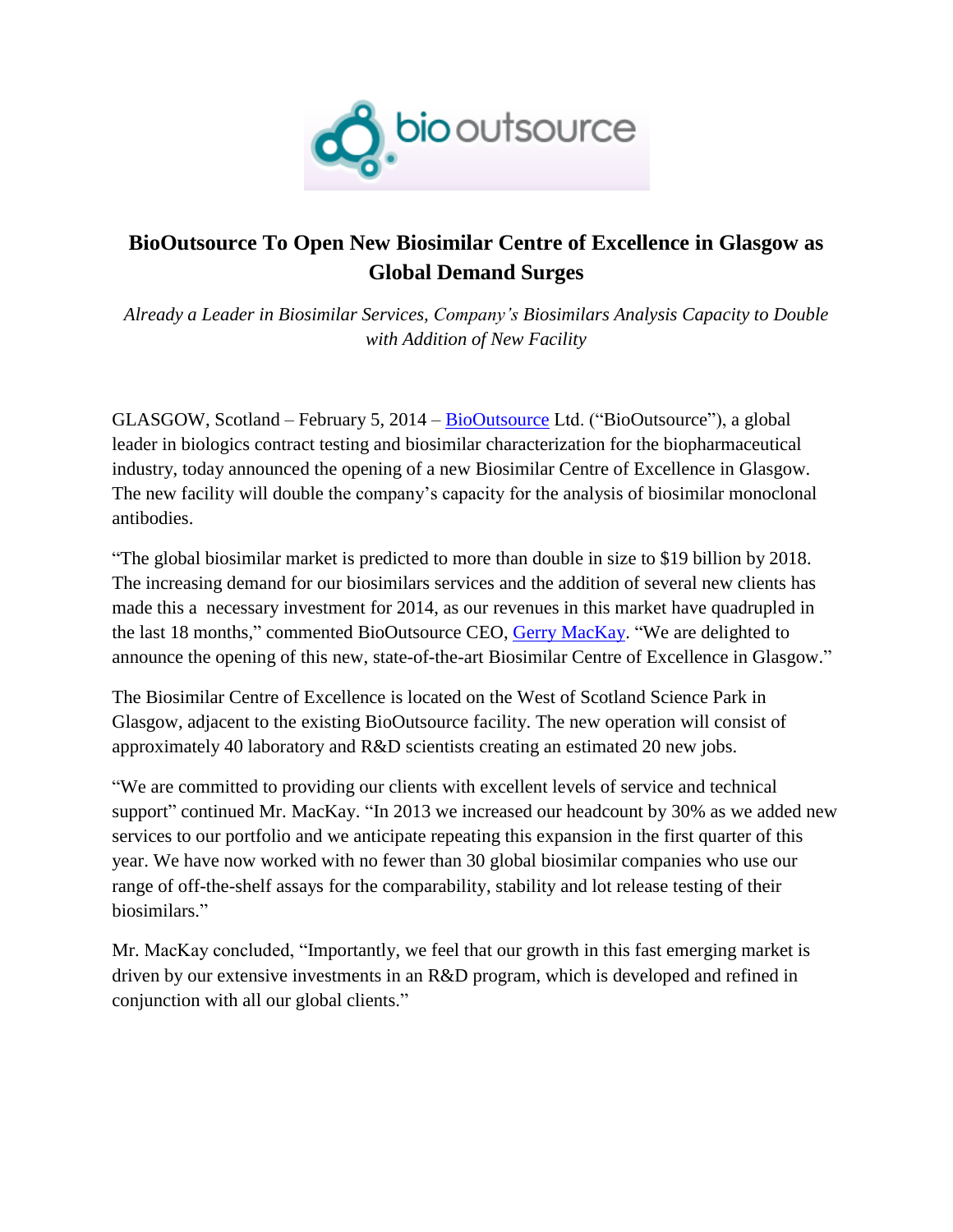# BioOutsource To Open New Biosimilar Centre of Excellence in Glasgow as Global Demand Surges

*Already a Leader in Biosimilar Services, Company's Biosimilars Analysis Capacity to Double with Addition of New Facility*

GLASGOW, Scotland – February 5, 2014 – BioOutsource Ltd. ("BioOutsource"), a global leader in biologics contract testing and biosimilar characterization for the biopharmaceutical industry, today announced the opening of a new Biosimilar Centre of Excellence in Glasgow. The new facility will double the company's capacity for the analysis of biosimilar monoclonal antibodies.

"The global biosimilar market is predicted to more than double in size to $19 billion by 2018. The increasing demand for our biosimilars services and the addition of several new clients has made this a necessary investment for 2014, as our revenues in this market have quadrupled in the last 18 months," commented BioOutsource CEO, Gerry MacKay. "We are delighted to announce the opening of this new, state-of-the-art Biosimilar Centre of Excellence in Glasgow."

The Biosimilar Centre of Excellence is located on the West of Scotland Science Park in Glasgow, adjacent to the existing BioOutsource facility. The new operation will consist of approximately 40 laboratory and R&D scientists creating an estimated 20 new jobs.

"We are committed to providing our clients with excellent levels of service and technical support" continued Mr. MacKay. "In 2013 we increased our headcount by 30% as we added new services to our portfolio and we anticipate repeating this expansion in the first quarter of this year. We have now worked with no fewer than 30 global biosimilar companies who use our range of off-the-shelf assays for the comparability, stability and lot release testing of their biosimilars."

Mr. MacKay concluded, "Importantly, we feel that our growth in this fast emerging market is driven by our extensive investments in an R&D program, which is developed and refined in conjunction with all our global clients."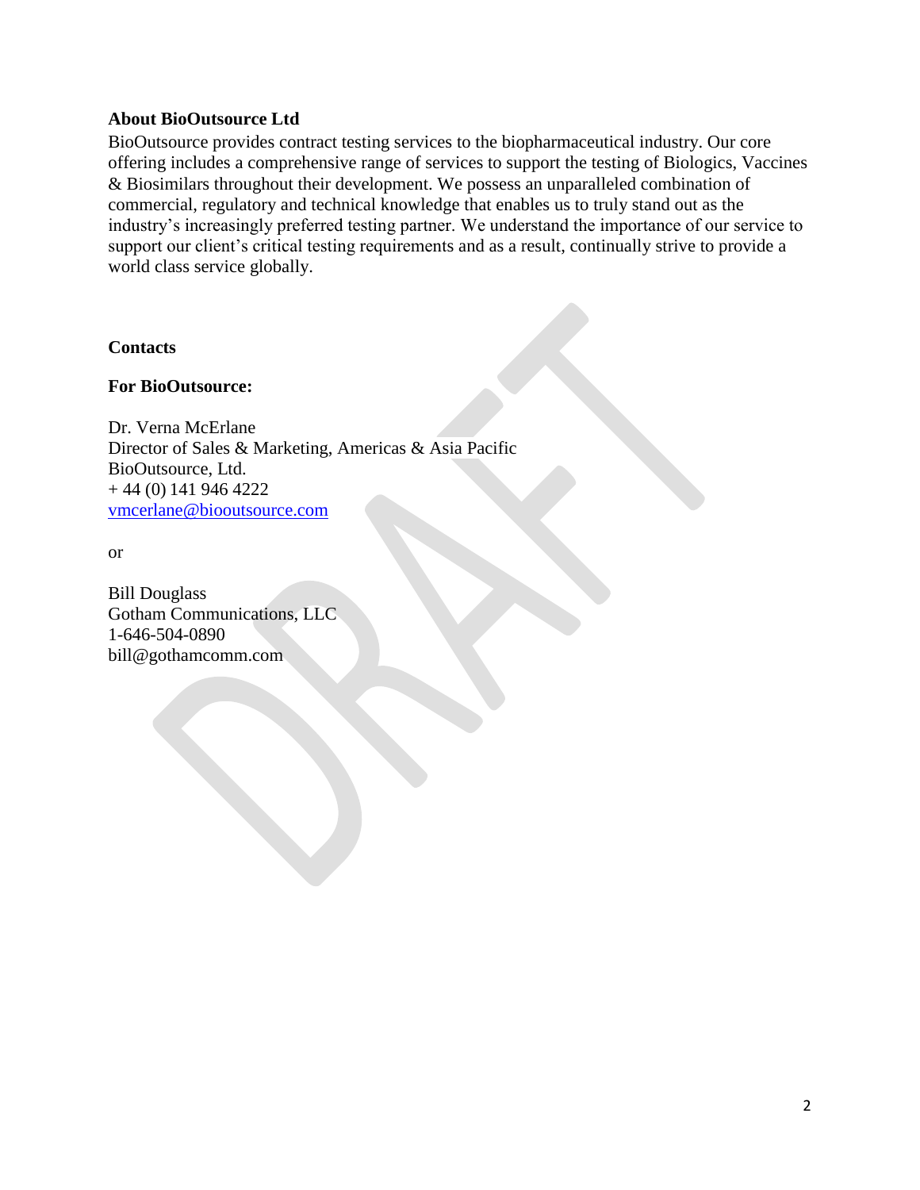**About BioOutsource Ltd**

BioOutsource provides contract testing services to the biopharmaceutical industry. Our core offering includes a comprehensive range of services to support the testing of Biologics, Vaccines & Biosimilars throughout their development. We possess an unparalleled combination of commercial, regulatory and technical knowledge that enables us to truly stand out as the industry's increasingly preferred testing partner. We understand the importance of our service to support our client's critical testing requirements and as a result, continually strive to provide a world class service globally.

**Contacts**

**For BioOutsource:**

Dr. Verna McErlane
Director of Sales & Marketing, Americas & Asia Pacific
BioOutsource, Ltd.
+ 44 (0) 141 946 4222
vmcerlane@biooutsource.com

or

Bill Douglass
Gotham Communications, LLC
1-646-504-0890
bill@gothamcomm.com